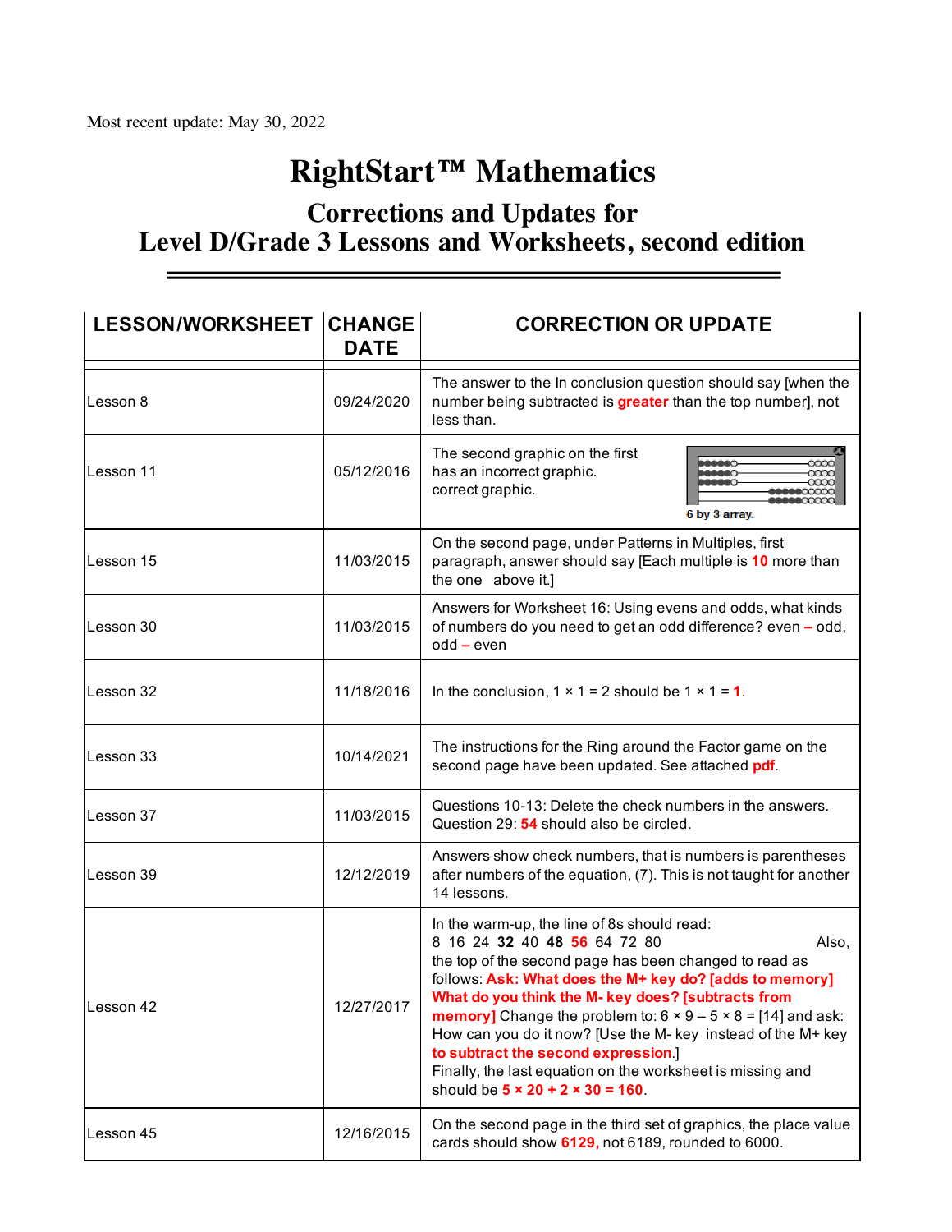Most recent update: May 30, 2022

# RightStart™ Mathematics

## Corrections and Updates for Level D/Grade 3 Lessons and Worksheets, second edition

| LESSON/WORKSHEET | CHANGE DATE | CORRECTION OR UPDATE |
|---|---|---|
| Lesson 8 | 09/24/2020 | The answer to the In conclusion question should say [when the number being subtracted is **greater** than the top number], not less than. |
| Lesson 11 | 05/12/2016 | The second graphic on the first has an incorrect graphic. correct graphic. 6 by 3 array. |
| Lesson 15 | 11/03/2015 | On the second page, under Patterns in Multiples, first paragraph, answer should say [Each multiple is **10** more than the one above it.] |
| Lesson 30 | 11/03/2015 | Answers for Worksheet 16: Using evens and odds, what kinds of numbers do you need to get an odd difference? even **–** odd, odd **–** even |
| Lesson 32 | 11/18/2016 | In the conclusion, 1 × 1 = 2 should be 1 × 1 = **1**. |
| Lesson 33 | 10/14/2021 | The instructions for the Ring around the Factor game on the second page have been updated. See attached **pdf**. |
| Lesson 37 | 11/03/2015 | Questions 10-13: Delete the check numbers in the answers. Question 29: **54** should also be circled. |
| Lesson 39 | 12/12/2019 | Answers show check numbers, that is numbers is parentheses after numbers of the equation, (7). This is not taught for another 14 lessons. |
| Lesson 42 | 12/27/2017 | In the warm-up, the line of 8s should read: 8 16 24 **32** 40 **48** **56** 64 72 80 Also, the top of the second page has been changed to read as follows: **Ask: What does the M+ key do? [adds to memory] What do you think the M- key does? [subtracts from memory]** Change the problem to: 6 × 9 – 5 × 8 = [14] and ask: How can you do it now? [Use the M- key instead of the M+ key **to subtract the second expression**.] Finally, the last equation on the worksheet is missing and should be **5 × 20 + 2 × 30 = 160**. |
| Lesson 45 | 12/16/2015 | On the second page in the third set of graphics, the place value cards should show **6129,** not 6189, rounded to 6000. |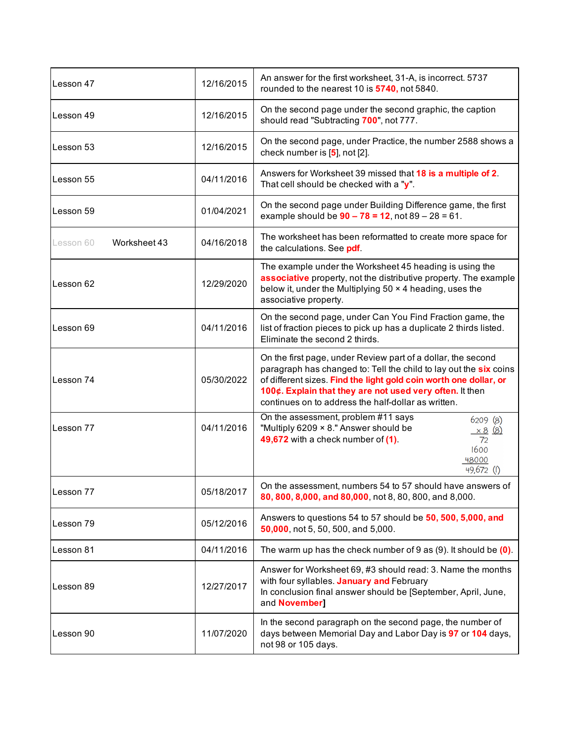| | | |
|---|---|---|
| Lesson 47 | 12/16/2015 | An answer for the first worksheet, 31-A, is incorrect. 5737 rounded to the nearest 10 is **5740**, not 5840. |
| Lesson 49 | 12/16/2015 | On the second page under the second graphic, the caption should read "Subtracting **700**", not 777. |
| Lesson 53 | 12/16/2015 | On the second page, under Practice, the number 2588 shows a check number is [**5**], not [2]. |
| Lesson 55 | 04/11/2016 | Answers for Worksheet 39 missed that **18 is a multiple of 2**. That cell should be checked with a "**y**". |
| Lesson 59 | 01/04/2021 | On the second page under Building Difference game, the first example should be **90 – 78 = 12**, not 89 – 28 = 61. |
| Lesson 60 Worksheet 43 | 04/16/2018 | The worksheet has been reformatted to create more space for the calculations. See **pdf**. |
| Lesson 62 | 12/29/2020 | The example under the Worksheet 45 heading is using the **associative** property, not the distributive property. The example below it, under the Multiplying 50 × 4 heading, uses the associative property. |
| Lesson 69 | 04/11/2016 | On the second page, under Can You Find Fraction game, the list of fraction pieces to pick up has a duplicate 2 thirds listed. Eliminate the second 2 thirds. |
| Lesson 74 | 05/30/2022 | On the first page, under Review part of a dollar, the second paragraph has changed to: Tell the child to lay out the **six** coins of different sizes. **Find the light gold coin worth one dollar, or 100¢. Explain that they are not used very often.** It then continues on to address the half-dollar as written. |
| Lesson 77 | 04/11/2016 | On the assessment, problem #11 says "Multiply 6209 × 8." Answer should be **49,672** with a check number of **(1)**. 6209 (8) × 8 (8) = 72 + 1600 + 48000 = 49,672 (1) |
| Lesson 77 | 05/18/2017 | On the assessment, numbers 54 to 57 should have answers of **80, 800, 8,000, and 80,000**, not 8, 80, 800, and 8,000. |
| Lesson 79 | 05/12/2016 | Answers to questions 54 to 57 should be **50, 500, 5,000, and 50,000**, not 5, 50, 500, and 5,000. |
| Lesson 81 | 04/11/2016 | The warm up has the check number of 9 as (9). It should be **(0)**. |
| Lesson 89 | 12/27/2017 | Answer for Worksheet 69, #3 should read: 3. Name the months with four syllables. **January and** February<br>In conclusion final answer should be [September, April, June, and **November**] |
| Lesson 90 | 11/07/2020 | In the second paragraph on the second page, the number of days between Memorial Day and Labor Day is **97** or **104** days, not 98 or 105 days. |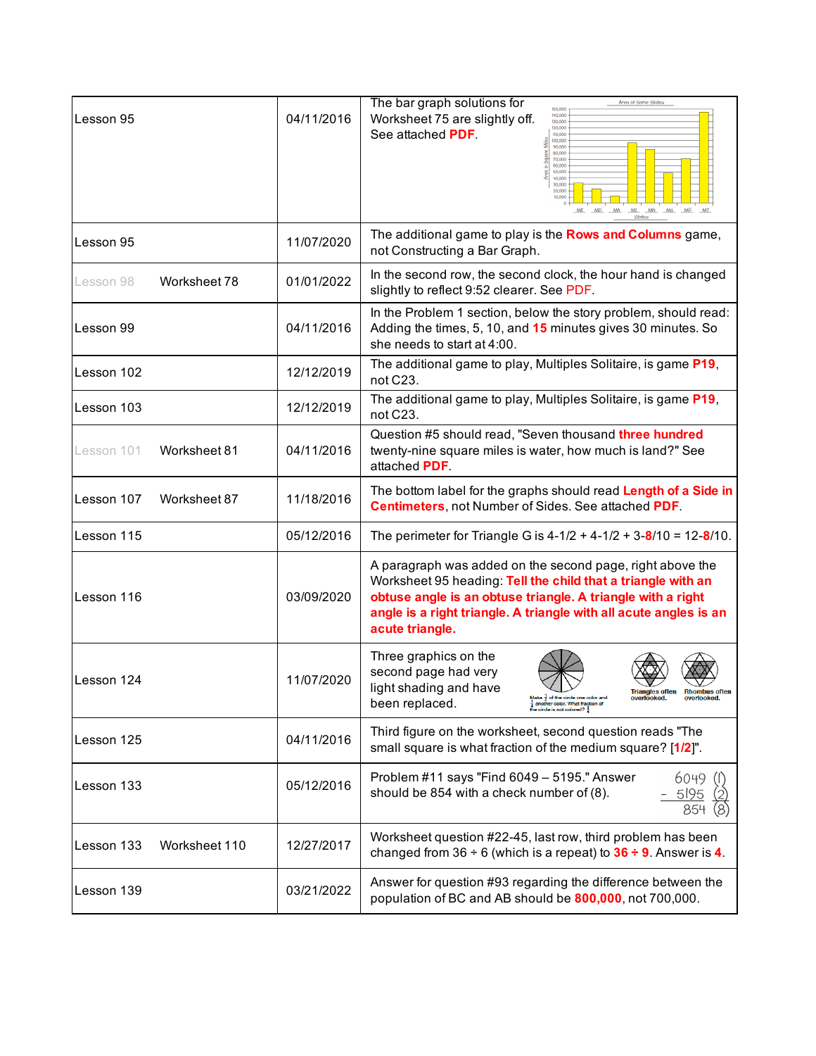| Lesson 95 | | 04/11/2016 | The bar graph solutions for Worksheet 75 are slightly off. See attached **PDF**. |
|---|---|---|---|
| Lesson 95 | | 11/07/2020 | The additional game to play is the **Rows and Columns** game, not Constructing a Bar Graph. |
| Lesson 98 | Worksheet 78 | 01/01/2022 | In the second row, the second clock, the hour hand is changed slightly to reflect 9:52 clearer. See PDF. |
| Lesson 99 | | 04/11/2016 | In the Problem 1 section, below the story problem, should read: Adding the times, 5, 10, and **15** minutes gives 30 minutes. So she needs to start at 4:00. |
| Lesson 102 | | 12/12/2019 | The additional game to play, Multiples Solitaire, is game **P19**, not C23. |
| Lesson 103 | | 12/12/2019 | The additional game to play, Multiples Solitaire, is game **P19**, not C23. |
| Lesson 101 | Worksheet 81 | 04/11/2016 | Question #5 should read, "Seven thousand **three hundred** twenty-nine square miles is water, how much is land?" See attached **PDF**. |
| Lesson 107 | Worksheet 87 | 11/18/2016 | The bottom label for the graphs should read **Length of a Side in Centimeters**, not Number of Sides. See attached **PDF**. |
| Lesson 115 | | 05/12/2016 | The perimeter for Triangle G is 4-1/2 + 4-1/2 + 3-**8**/10 = 12-**8**/10. |
| Lesson 116 | | 03/09/2020 | A paragraph was added on the second page, right above the Worksheet 95 heading: **Tell the child that a triangle with an obtuse angle is an obtuse triangle. A triangle with a right angle is a right triangle. A triangle with all acute angles is an acute triangle.** |
| Lesson 124 | | 11/07/2020 | Three graphics on the second page had very light shading and have been replaced. |
| Lesson 125 | | 04/11/2016 | Third figure on the worksheet, second question reads "The small square is what fraction of the medium square? [**1/2**]". |
| Lesson 133 | | 05/12/2016 | Problem #11 says "Find 6049 – 5195." Answer should be 854 with a check number of (8). |
| Lesson 133 | Worksheet 110 | 12/27/2017 | Worksheet question #22-45, last row, third problem has been changed from 36 ÷ 6 (which is a repeat) to **36 ÷ 9**. Answer is **4**. |
| Lesson 139 | | 03/21/2022 | Answer for question #93 regarding the difference between the population of BC and AB should be **800,000**, not 700,000. |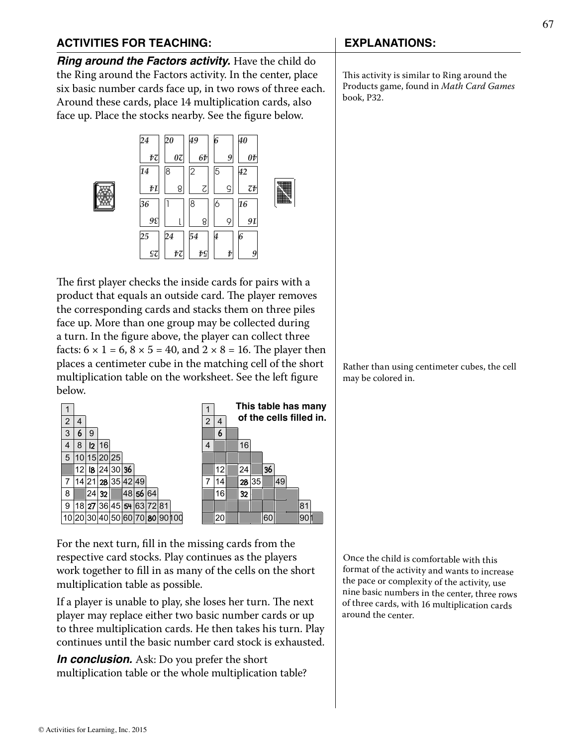| ACTIVITIES FOR TEACHING: | EXPLANATIONS: |
|---|---|

***Ring around the Factors activity.*** Have the child do the Ring around the Factors activity. In the center, place six basic number cards face up, in two rows of three each. Around these cards, place 14 multiplication cards, also face up. Place the stocks nearby. See the figure below.

This activity is similar to Ring around the Products game, found in *Math Card Games* book, P32.

The first player checks the inside cards for pairs with a product that equals an outside card. The player removes the corresponding cards and stacks them on three piles face up. More than one group may be collected during a turn. In the figure above, the player can collect three facts: $6 \times 1 = 6$, $8 \times 5 = 40$, and $2 \times 8 = 16$. The player then places a centimeter cube in the matching cell of the short multiplication table on the worksheet. See the left figure below.

Rather than using centimeter cubes, the cell may be colored in.

This table has many of the cells filled in.

For the next turn, fill in the missing cards from the respective card stocks. Play continues as the players work together to fill in as many of the cells on the short multiplication table as possible.

If a player is unable to play, she loses her turn. The next player may replace either two basic number cards or up to three multiplication cards. He then takes his turn. Play continues until the basic number card stock is exhausted.

Once the child is comfortable with this format of the activity and wants to increase the pace or complexity of the activity, use nine basic numbers in the center, three rows of three cards, with 16 multiplication cards around the center.

***In conclusion.*** Ask: Do you prefer the short multiplication table or the whole multiplication table?

© Activities for Learning, Inc. 2015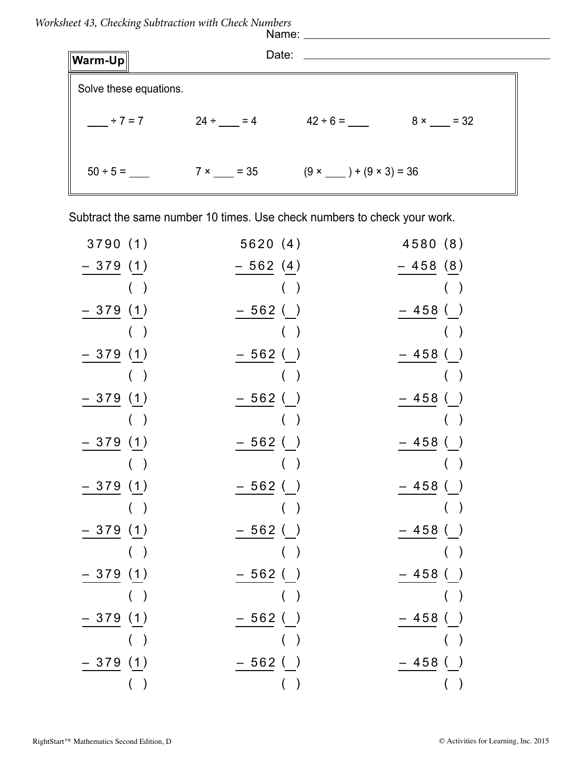*Worksheet 43, Checking Subtraction with Check Numbers*

Name: ______________________________

Date: ______________________________

**Warm-Up**

Solve these equations.

$\_\_\_ \div 7 = 7$ $\qquad$ $24 \div \_\_\_ = 4$ $\qquad$ $42 \div 6 = \_\_\_$ $\qquad$ $8 \times \_\_\_ = 32$

$50 \div 5 = \_\_\_$ $\qquad$ $7 \times \_\_\_ = 35$ $\qquad$ $(9 \times \_\_\_) + (9 \times 3) = 36$

Subtract the same number 10 times. Use check numbers to check your work.

| | | | | | |
|---|---|---|---|---|---|
| 3790 | (1) | 5620 | (4) | 4580 | (8) |
| – 379 | (1) | – 562 | (4) | – 458 | (8) |
| | ( ) | | ( ) | | ( ) |
| – 379 | (1) | – 562 | ( ) | – 458 | ( ) |
| | ( ) | | ( ) | | ( ) |
| – 379 | (1) | – 562 | ( ) | – 458 | ( ) |
| | ( ) | | ( ) | | ( ) |
| – 379 | (1) | – 562 | ( ) | – 458 | ( ) |
| | ( ) | | ( ) | | ( ) |
| – 379 | (1) | – 562 | ( ) | – 458 | ( ) |
| | ( ) | | ( ) | | ( ) |
| – 379 | (1) | – 562 | ( ) | – 458 | ( ) |
| | ( ) | | ( ) | | ( ) |
| – 379 | (1) | – 562 | ( ) | – 458 | ( ) |
| | ( ) | | ( ) | | ( ) |
| – 379 | (1) | – 562 | ( ) | – 458 | ( ) |
| | ( ) | | ( ) | | ( ) |
| – 379 | (1) | – 562 | ( ) | – 458 | ( ) |
| | ( ) | | ( ) | | ( ) |
| – 379 | (1) | – 562 | ( ) | – 458 | ( ) |
| | ( ) | | ( ) | | ( ) |

RightStart™ Mathematics Second Edition, D $\qquad$ © Activities for Learning, Inc. 2015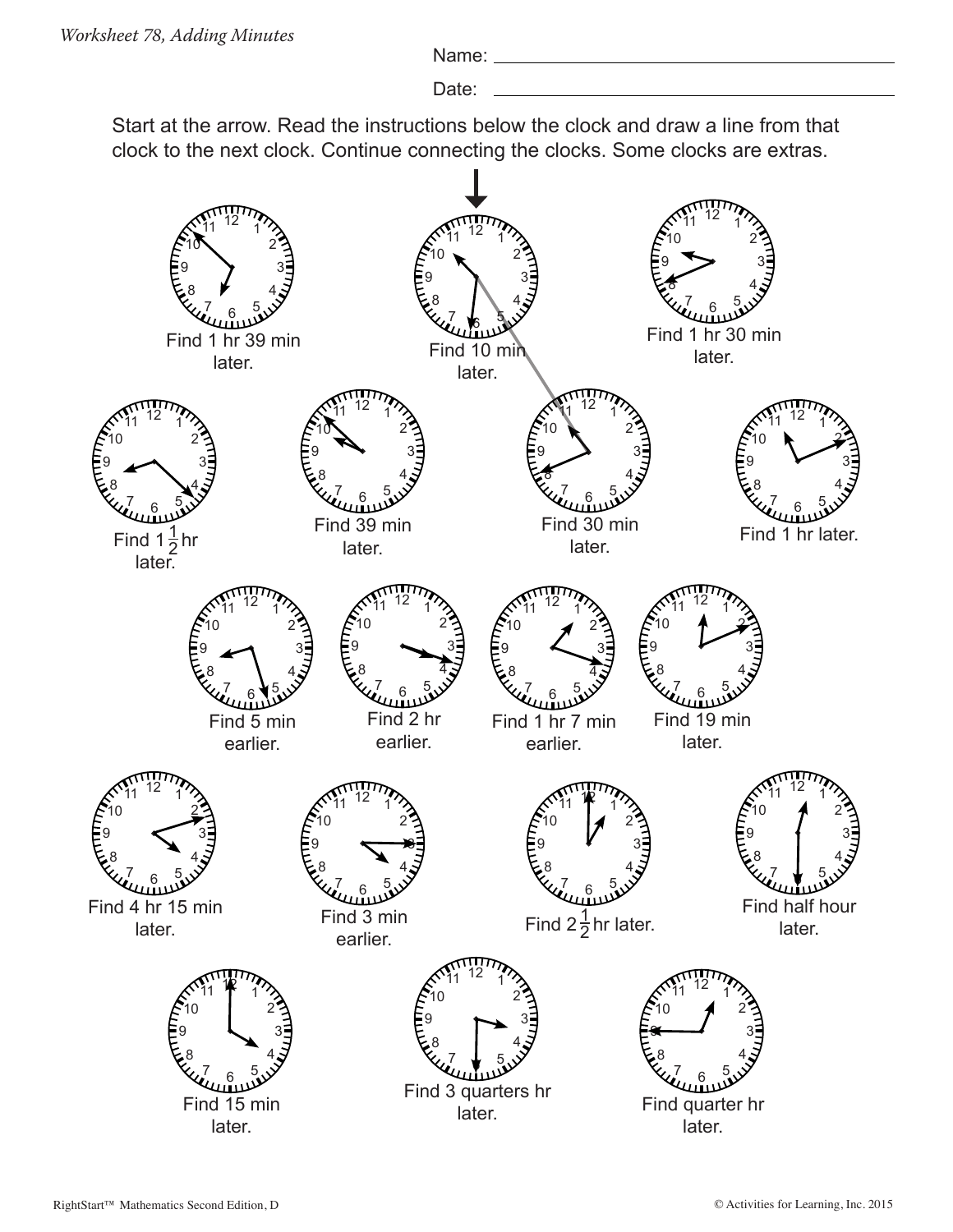*Worksheet 78, Adding Minutes*

Name: ______________________________

Date: ______________________________

Start at the arrow. Read the instructions below the clock and draw a line from that clock to the next clock. Continue connecting the clocks. Some clocks are extras.

Find 1 hr 39 min later.

Find 10 min later.

Find 1 hr 30 min later.

Find $1\frac{1}{2}$ hr later.

Find 39 min later.

Find 30 min later.

Find 1 hr later.

Find 5 min earlier.

Find 2 hr earlier.

Find 1 hr 7 min earlier.

Find 19 min later.

Find 4 hr 15 min later.

Find 3 min earlier.

Find $2\frac{1}{2}$ hr later.

Find half hour later.

Find 15 min later.

Find 3 quarters hr later.

Find quarter hr later.

RightStart™ Mathematics Second Edition, D © Activities for Learning, Inc. 2015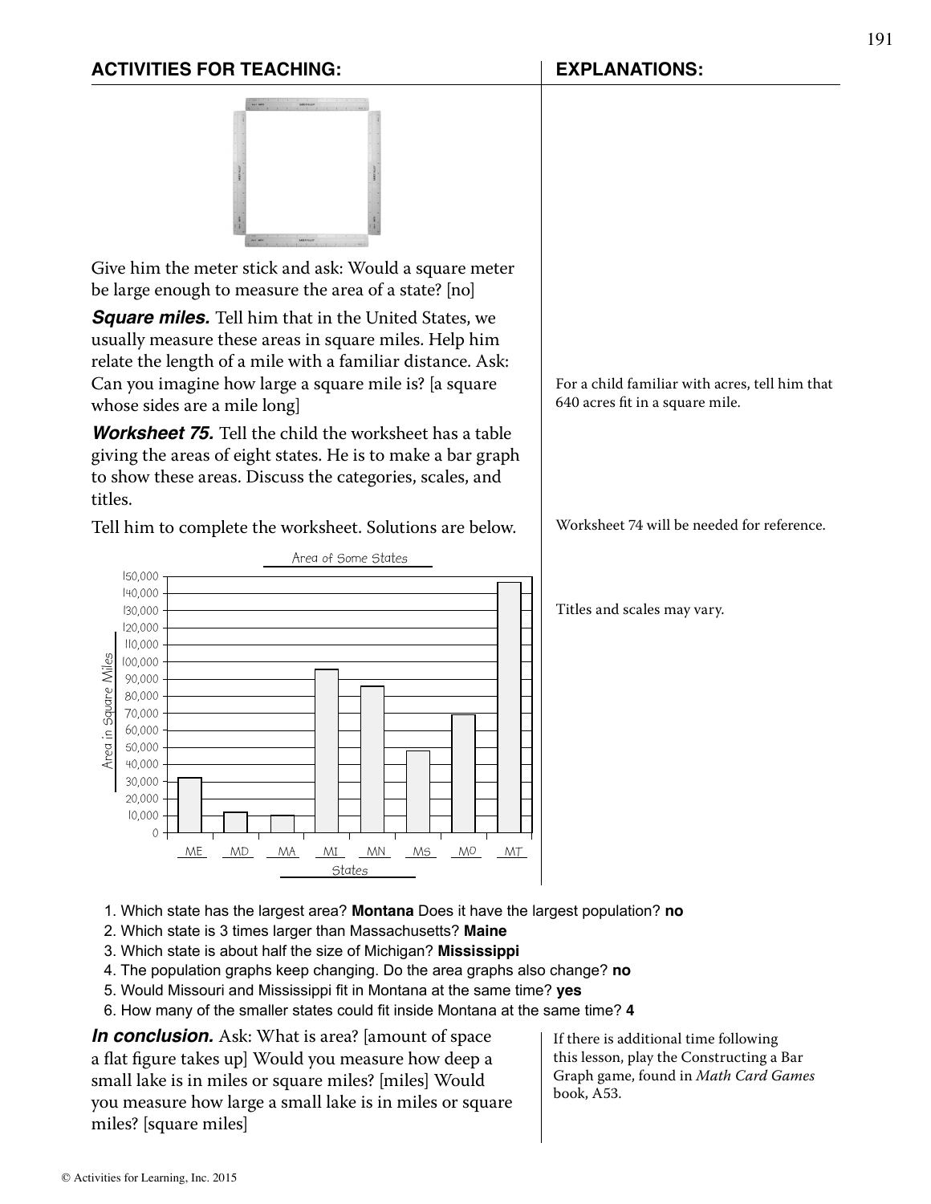## ACTIVITIES FOR TEACHING:

Give him the meter stick and ask: Would a square meter be large enough to measure the area of a state? [no]

***Square miles.*** Tell him that in the United States, we usually measure these areas in square miles. Help him relate the length of a mile with a familiar distance. Ask: Can you imagine how large a square mile is? [a square whose sides are a mile long]

***Worksheet 75.*** Tell the child the worksheet has a table giving the areas of eight states. He is to make a bar graph to show these areas. Discuss the categories, scales, and titles.

Tell him to complete the worksheet. Solutions are below.

1. Which state has the largest area? **Montana** Does it have the largest population? **no**
2. Which state is 3 times larger than Massachusetts? **Maine**
3. Which state is about half the size of Michigan? **Mississippi**
4. The population graphs keep changing. Do the area graphs also change? **no**
5. Would Missouri and Mississippi fit in Montana at the same time? **yes**
6. How many of the smaller states could fit inside Montana at the same time? **4**

***In conclusion.*** Ask: What is area? [amount of space a flat figure takes up] Would you measure how deep a small lake is in miles or square miles? [miles] Would you measure how large a small lake is in miles or square miles? [square miles]

## EXPLANATIONS:

For a child familiar with acres, tell him that 640 acres fit in a square mile.

Worksheet 74 will be needed for reference.

Titles and scales may vary.

If there is additional time following this lesson, play the Constructing a Bar Graph game, found in *Math Card Games* book, A53.

© Activities for Learning, Inc. 2015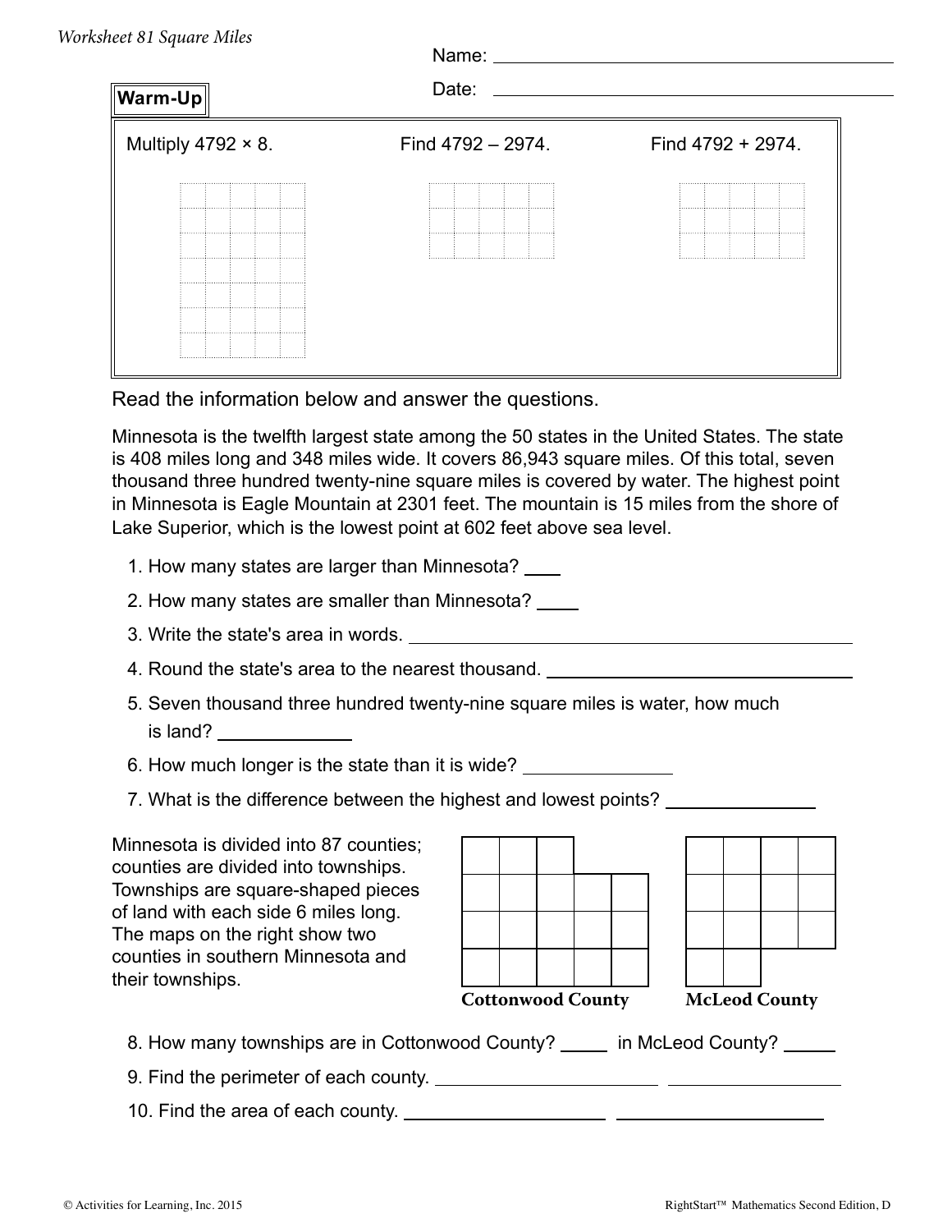*Worksheet 81 Square Miles*

Name: ______________________________

Date: ______________________________

**Warm-Up**

| Multiply 4792 × 8. | Find 4792 – 2974. | Find 4792 + 2974. |
|---|---|---|

Read the information below and answer the questions.

Minnesota is the twelfth largest state among the 50 states in the United States. The state is 408 miles long and 348 miles wide. It covers 86,943 square miles. Of this total, seven thousand three hundred twenty-nine square miles is covered by water. The highest point in Minnesota is Eagle Mountain at 2301 feet. The mountain is 15 miles from the shore of Lake Superior, which is the lowest point at 602 feet above sea level.

1. How many states are larger than Minnesota? ____
2. How many states are smaller than Minnesota? ____
3. Write the state's area in words. ______________________________
4. Round the state's area to the nearest thousand. ______________________________
5. Seven thousand three hundred twenty-nine square miles is water, how much is land? ____________
6. How much longer is the state than it is wide? ____________
7. What is the difference between the highest and lowest points? ____________

Minnesota is divided into 87 counties; counties are divided into townships. Townships are square-shaped pieces of land with each side 6 miles long. The maps on the right show two counties in southern Minnesota and their townships.

**Cottonwood County** &nbsp;&nbsp;&nbsp; **McLeod County**

8. How many townships are in Cottonwood County? ____ in McLeod County? ____
9. Find the perimeter of each county. ____________ ____________
10. Find the area of each county. ____________ ____________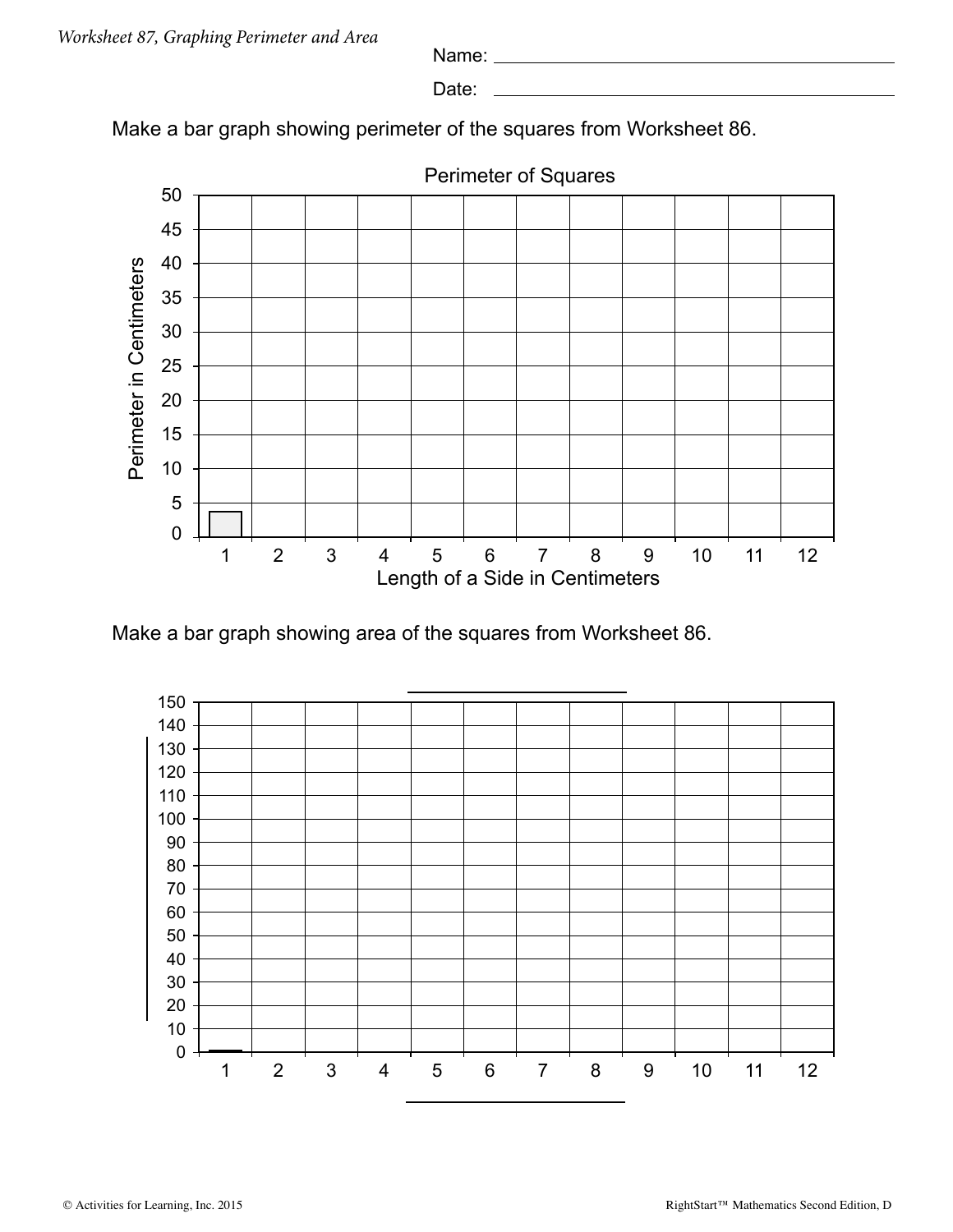*Worksheet 87, Graphing Perimeter and Area*

Name: ______________________________

Date: ______________________________

Make a bar graph showing perimeter of the squares from Worksheet 86.

**Perimeter of Squares**

Perimeter in Centimeters (y-axis: 0, 5, 10, 15, 20, 25, 30, 35, 40, 45, 50)

Length of a Side in Centimeters (x-axis: 1, 2, 3, 4, 5, 6, 7, 8, 9, 10, 11, 12)

Make a bar graph showing area of the squares from Worksheet 86.

______________________________

y-axis: 0, 10, 20, 30, 40, 50, 60, 70, 80, 90, 100, 110, 120, 130, 140, 150

x-axis: 1, 2, 3, 4, 5, 6, 7, 8, 9, 10, 11, 12

______________________________

© Activities for Learning, Inc. 2015 RightStart™ Mathematics Second Edition, D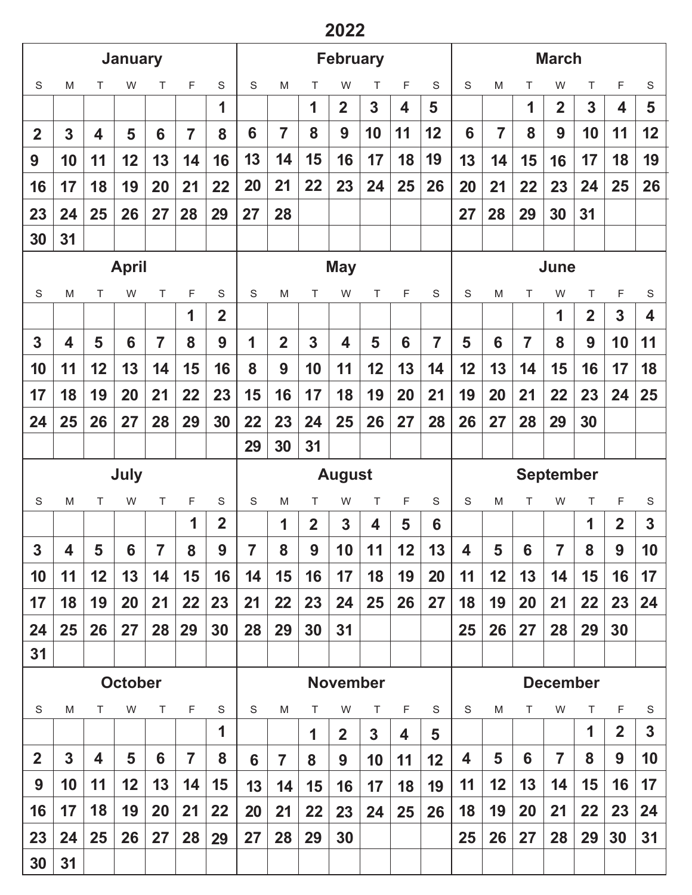# 2022

## January

| S | M | T | W | T | F | S |
|---|---|---|---|---|---|---|
| | | | | | | 1 |
| 2 | 3 | 4 | 5 | 6 | 7 | 8 |
| 9 | 10 | 11 | 12 | 13 | 14 | 16 |
| 16 | 17 | 18 | 19 | 20 | 21 | 22 |
| 23 | 24 | 25 | 26 | 27 | 28 | 29 |
| 30 | 31 | | | | | |

## February

| S | M | T | W | T | F | S |
|---|---|---|---|---|---|---|
| | | 1 | 2 | 3 | 4 | 5 |
| 6 | 7 | 8 | 9 | 10 | 11 | 12 |
| 13 | 14 | 15 | 16 | 17 | 18 | 19 |
| 20 | 21 | 22 | 23 | 24 | 25 | 26 |
| 27 | 28 | | | | | |

## March

| S | M | T | W | T | F | S |
|---|---|---|---|---|---|---|
| | | 1 | 2 | 3 | 4 | 5 |
| 6 | 7 | 8 | 9 | 10 | 11 | 12 |
| 13 | 14 | 15 | 16 | 17 | 18 | 19 |
| 20 | 21 | 22 | 23 | 24 | 25 | 26 |
| 27 | 28 | 29 | 30 | 31 | | |

## April

| S | M | T | W | T | F | S |
|---|---|---|---|---|---|---|
| | | | | | 1 | 2 |
| 3 | 4 | 5 | 6 | 7 | 8 | 9 |
| 10 | 11 | 12 | 13 | 14 | 15 | 16 |
| 17 | 18 | 19 | 20 | 21 | 22 | 23 |
| 24 | 25 | 26 | 27 | 28 | 29 | 30 |

## May

| S | M | T | W | T | F | S |
|---|---|---|---|---|---|---|
| 1 | 2 | 3 | 4 | 5 | 6 | 7 |
| 8 | 9 | 10 | 11 | 12 | 13 | 14 |
| 15 | 16 | 17 | 18 | 19 | 20 | 21 |
| 22 | 23 | 24 | 25 | 26 | 27 | 28 |
| 29 | 30 | 31 | | | | |

## June

| S | M | T | W | T | F | S |
|---|---|---|---|---|---|---|
| | | | 1 | 2 | 3 | 4 |
| 5 | 6 | 7 | 8 | 9 | 10 | 11 |
| 12 | 13 | 14 | 15 | 16 | 17 | 18 |
| 19 | 20 | 21 | 22 | 23 | 24 | 25 |
| 26 | 27 | 28 | 29 | 30 | | |

## July

| S | M | T | W | T | F | S |
|---|---|---|---|---|---|---|
| | | | | | 1 | 2 |
| 3 | 4 | 5 | 6 | 7 | 8 | 9 |
| 10 | 11 | 12 | 13 | 14 | 15 | 16 |
| 17 | 18 | 19 | 20 | 21 | 22 | 23 |
| 24 | 25 | 26 | 27 | 28 | 29 | 30 |
| 31 | | | | | | |

## August

| S | M | T | W | T | F | S |
|---|---|---|---|---|---|---|
| | 1 | 2 | 3 | 4 | 5 | 6 |
| 7 | 8 | 9 | 10 | 11 | 12 | 13 |
| 14 | 15 | 16 | 17 | 18 | 19 | 20 |
| 21 | 22 | 23 | 24 | 25 | 26 | 27 |
| 28 | 29 | 30 | 31 | | | |

## September

| S | M | T | W | T | F | S |
|---|---|---|---|---|---|---|
| | | | | 1 | 2 | 3 |
| 4 | 5 | 6 | 7 | 8 | 9 | 10 |
| 11 | 12 | 13 | 14 | 15 | 16 | 17 |
| 18 | 19 | 20 | 21 | 22 | 23 | 24 |
| 25 | 26 | 27 | 28 | 29 | 30 | |

## October

| S | M | T | W | T | F | S |
|---|---|---|---|---|---|---|
| | | | | | | 1 |
| 2 | 3 | 4 | 5 | 6 | 7 | 8 |
| 9 | 10 | 11 | 12 | 13 | 14 | 15 |
| 16 | 17 | 18 | 19 | 20 | 21 | 22 |
| 23 | 24 | 25 | 26 | 27 | 28 | 29 |
| 30 | 31 | | | | | |

## November

| S | M | T | W | T | F | S |
|---|---|---|---|---|---|---|
| | | 1 | 2 | 3 | 4 | 5 |
| 6 | 7 | 8 | 9 | 10 | 11 | 12 |
| 13 | 14 | 15 | 16 | 17 | 18 | 19 |
| 20 | 21 | 22 | 23 | 24 | 25 | 26 |
| 27 | 28 | 29 | 30 | | | |

## December

| S | M | T | W | T | F | S |
|---|---|---|---|---|---|---|
| | | | | 1 | 2 | 3 |
| 4 | 5 | 6 | 7 | 8 | 9 | 10 |
| 11 | 12 | 13 | 14 | 15 | 16 | 17 |
| 18 | 19 | 20 | 21 | 22 | 23 | 24 |
| 25 | 26 | 27 | 28 | 29 | 30 | 31 |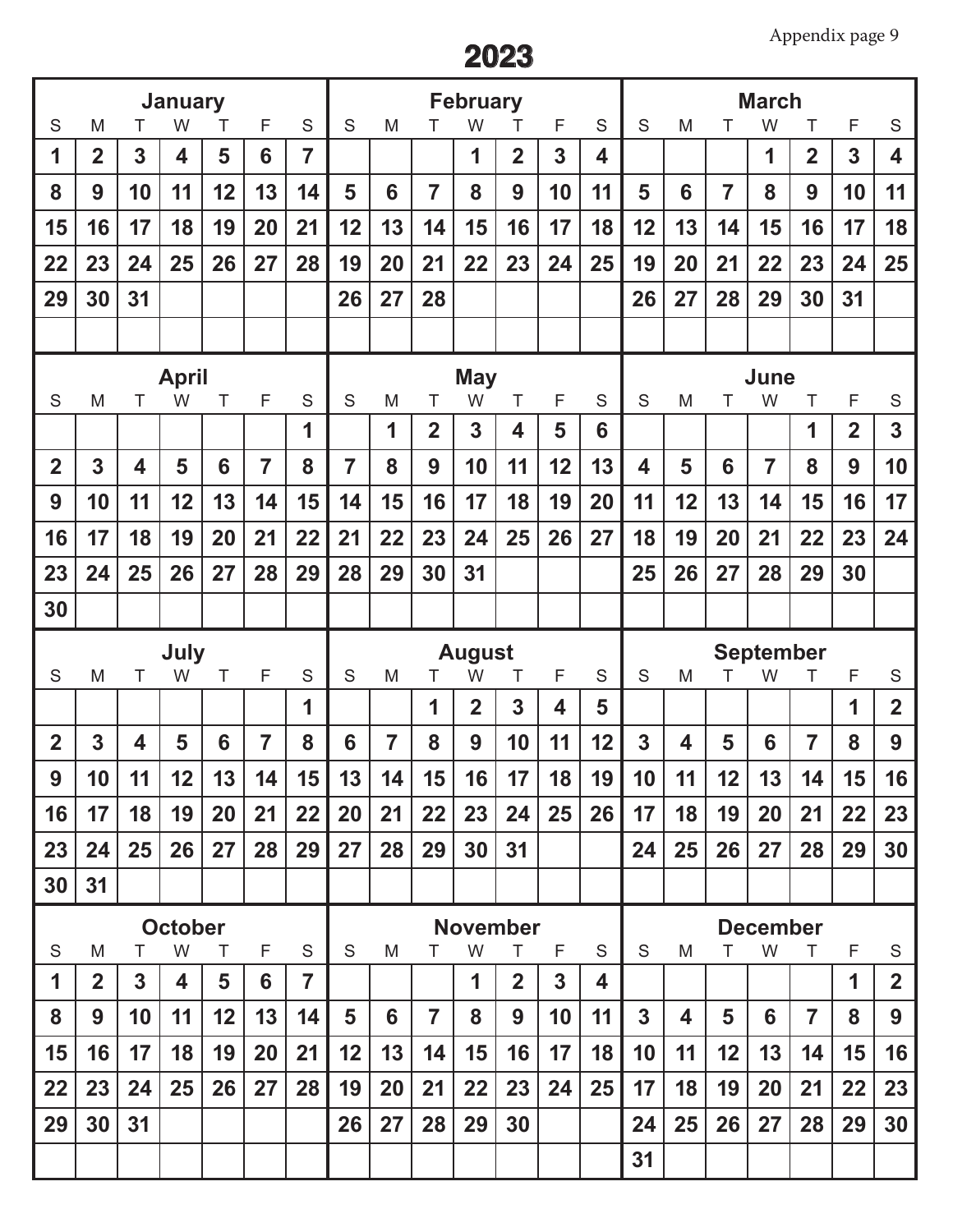# 2023

## January

| S | M | T | W | T | F | S |
|---|---|---|---|---|---|---|
| 1 | 2 | 3 | 4 | 5 | 6 | 7 |
| 8 | 9 | 10 | 11 | 12 | 13 | 14 |
| 15 | 16 | 17 | 18 | 19 | 20 | 21 |
| 22 | 23 | 24 | 25 | 26 | 27 | 28 |
| 29 | 30 | 31 | | | | |

## February

| S | M | T | W | T | F | S |
|---|---|---|---|---|---|---|
| | | | 1 | 2 | 3 | 4 |
| 5 | 6 | 7 | 8 | 9 | 10 | 11 |
| 12 | 13 | 14 | 15 | 16 | 17 | 18 |
| 19 | 20 | 21 | 22 | 23 | 24 | 25 |
| 26 | 27 | 28 | | | | |

## March

| S | M | T | W | T | F | S |
|---|---|---|---|---|---|---|
| | | | 1 | 2 | 3 | 4 |
| 5 | 6 | 7 | 8 | 9 | 10 | 11 |
| 12 | 13 | 14 | 15 | 16 | 17 | 18 |
| 19 | 20 | 21 | 22 | 23 | 24 | 25 |
| 26 | 27 | 28 | 29 | 30 | 31 | |

## April

| S | M | T | W | T | F | S |
|---|---|---|---|---|---|---|
| | | | | | | 1 |
| 2 | 3 | 4 | 5 | 6 | 7 | 8 |
| 9 | 10 | 11 | 12 | 13 | 14 | 15 |
| 16 | 17 | 18 | 19 | 20 | 21 | 22 |
| 23 | 24 | 25 | 26 | 27 | 28 | 29 |
| 30 | | | | | | |

## May

| S | M | T | W | T | F | S |
|---|---|---|---|---|---|---|
| | 1 | 2 | 3 | 4 | 5 | 6 |
| 7 | 8 | 9 | 10 | 11 | 12 | 13 |
| 14 | 15 | 16 | 17 | 18 | 19 | 20 |
| 21 | 22 | 23 | 24 | 25 | 26 | 27 |
| 28 | 29 | 30 | 31 | | | |

## June

| S | M | T | W | T | F | S |
|---|---|---|---|---|---|---|
| | | | | 1 | 2 | 3 |
| 4 | 5 | 6 | 7 | 8 | 9 | 10 |
| 11 | 12 | 13 | 14 | 15 | 16 | 17 |
| 18 | 19 | 20 | 21 | 22 | 23 | 24 |
| 25 | 26 | 27 | 28 | 29 | 30 | |

## July

| S | M | T | W | T | F | S |
|---|---|---|---|---|---|---|
| | | | | | | 1 |
| 2 | 3 | 4 | 5 | 6 | 7 | 8 |
| 9 | 10 | 11 | 12 | 13 | 14 | 15 |
| 16 | 17 | 18 | 19 | 20 | 21 | 22 |
| 23 | 24 | 25 | 26 | 27 | 28 | 29 |
| 30 | 31 | | | | | |

## August

| S | M | T | W | T | F | S |
|---|---|---|---|---|---|---|
| | | 1 | 2 | 3 | 4 | 5 |
| 6 | 7 | 8 | 9 | 10 | 11 | 12 |
| 13 | 14 | 15 | 16 | 17 | 18 | 19 |
| 20 | 21 | 22 | 23 | 24 | 25 | 26 |
| 27 | 28 | 29 | 30 | 31 | | |

## September

| S | M | T | W | T | F | S |
|---|---|---|---|---|---|---|
| | | | | | 1 | 2 |
| 3 | 4 | 5 | 6 | 7 | 8 | 9 |
| 10 | 11 | 12 | 13 | 14 | 15 | 16 |
| 17 | 18 | 19 | 20 | 21 | 22 | 23 |
| 24 | 25 | 26 | 27 | 28 | 29 | 30 |

## October

| S | M | T | W | T | F | S |
|---|---|---|---|---|---|---|
| 1 | 2 | 3 | 4 | 5 | 6 | 7 |
| 8 | 9 | 10 | 11 | 12 | 13 | 14 |
| 15 | 16 | 17 | 18 | 19 | 20 | 21 |
| 22 | 23 | 24 | 25 | 26 | 27 | 28 |
| 29 | 30 | 31 | | | | |

## November

| S | M | T | W | T | F | S |
|---|---|---|---|---|---|---|
| | | | 1 | 2 | 3 | 4 |
| 5 | 6 | 7 | 8 | 9 | 10 | 11 |
| 12 | 13 | 14 | 15 | 16 | 17 | 18 |
| 19 | 20 | 21 | 22 | 23 | 24 | 25 |
| 26 | 27 | 28 | 29 | 30 | | |

## December

| S | M | T | W | T | F | S |
|---|---|---|---|---|---|---|
| | | | | | 1 | 2 |
| 3 | 4 | 5 | 6 | 7 | 8 | 9 |
| 10 | 11 | 12 | 13 | 14 | 15 | 16 |
| 17 | 18 | 19 | 20 | 21 | 22 | 23 |
| 24 | 25 | 26 | 27 | 28 | 29 | 30 |
| 31 | | | | | | |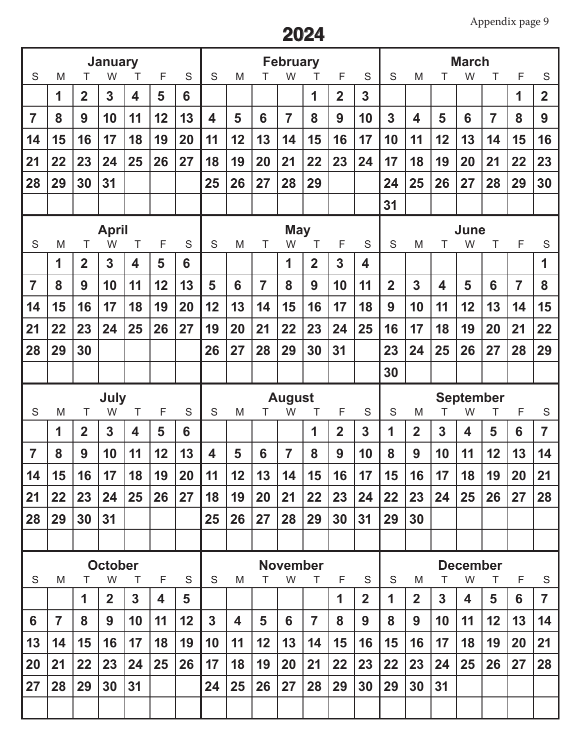# 2024

## January

| S | M | T | W | T | F | S |
|---|---|---|---|---|---|---|
| | 1 | 2 | 3 | 4 | 5 | 6 |
| 7 | 8 | 9 | 10 | 11 | 12 | 13 |
| 14 | 15 | 16 | 17 | 18 | 19 | 20 |
| 21 | 22 | 23 | 24 | 25 | 26 | 27 |
| 28 | 29 | 30 | 31 | | | |

## February

| S | M | T | W | T | F | S |
|---|---|---|---|---|---|---|
| | | | | 1 | 2 | 3 |
| 4 | 5 | 6 | 7 | 8 | 9 | 10 |
| 11 | 12 | 13 | 14 | 15 | 16 | 17 |
| 18 | 19 | 20 | 21 | 22 | 23 | 24 |
| 25 | 26 | 27 | 28 | 29 | | |

## March

| S | M | T | W | T | F | S |
|---|---|---|---|---|---|---|
| | | | | | 1 | 2 |
| 3 | 4 | 5 | 6 | 7 | 8 | 9 |
| 10 | 11 | 12 | 13 | 14 | 15 | 16 |
| 17 | 18 | 19 | 20 | 21 | 22 | 23 |
| 24 | 25 | 26 | 27 | 28 | 29 | 30 |
| 31 | | | | | | |

## April

| S | M | T | W | T | F | S |
|---|---|---|---|---|---|---|
| | 1 | 2 | 3 | 4 | 5 | 6 |
| 7 | 8 | 9 | 10 | 11 | 12 | 13 |
| 14 | 15 | 16 | 17 | 18 | 19 | 20 |
| 21 | 22 | 23 | 24 | 25 | 26 | 27 |
| 28 | 29 | 30 | | | | |

## May

| S | M | T | W | T | F | S |
|---|---|---|---|---|---|---|
| | | | 1 | 2 | 3 | 4 |
| 5 | 6 | 7 | 8 | 9 | 10 | 11 |
| 12 | 13 | 14 | 15 | 16 | 17 | 18 |
| 19 | 20 | 21 | 22 | 23 | 24 | 25 |
| 26 | 27 | 28 | 29 | 30 | 31 | |

## June

| S | M | T | W | T | F | S |
|---|---|---|---|---|---|---|
| | | | | | | 1 |
| 2 | 3 | 4 | 5 | 6 | 7 | 8 |
| 9 | 10 | 11 | 12 | 13 | 14 | 15 |
| 16 | 17 | 18 | 19 | 20 | 21 | 22 |
| 23 | 24 | 25 | 26 | 27 | 28 | 29 |
| 30 | | | | | | |

## July

| S | M | T | W | T | F | S |
|---|---|---|---|---|---|---|
| | 1 | 2 | 3 | 4 | 5 | 6 |
| 7 | 8 | 9 | 10 | 11 | 12 | 13 |
| 14 | 15 | 16 | 17 | 18 | 19 | 20 |
| 21 | 22 | 23 | 24 | 25 | 26 | 27 |
| 28 | 29 | 30 | 31 | | | |

## August

| S | M | T | W | T | F | S |
|---|---|---|---|---|---|---|
| | | | | 1 | 2 | 3 |
| 4 | 5 | 6 | 7 | 8 | 9 | 10 |
| 11 | 12 | 13 | 14 | 15 | 16 | 17 |
| 18 | 19 | 20 | 21 | 22 | 23 | 24 |
| 25 | 26 | 27 | 28 | 29 | 30 | 31 |

## September

| S | M | T | W | T | F | S |
|---|---|---|---|---|---|---|
| 1 | 2 | 3 | 4 | 5 | 6 | 7 |
| 8 | 9 | 10 | 11 | 12 | 13 | 14 |
| 15 | 16 | 17 | 18 | 19 | 20 | 21 |
| 22 | 23 | 24 | 25 | 26 | 27 | 28 |
| 29 | 30 | | | | | |

## October

| S | M | T | W | T | F | S |
|---|---|---|---|---|---|---|
| | | 1 | 2 | 3 | 4 | 5 |
| 6 | 7 | 8 | 9 | 10 | 11 | 12 |
| 13 | 14 | 15 | 16 | 17 | 18 | 19 |
| 20 | 21 | 22 | 23 | 24 | 25 | 26 |
| 27 | 28 | 29 | 30 | 31 | | |

## November

| S | M | T | W | T | F | S |
|---|---|---|---|---|---|---|
| | | | | | 1 | 2 |
| 3 | 4 | 5 | 6 | 7 | 8 | 9 |
| 10 | 11 | 12 | 13 | 14 | 15 | 16 |
| 17 | 18 | 19 | 20 | 21 | 22 | 23 |
| 24 | 25 | 26 | 27 | 28 | 29 | 30 |

## December

| S | M | T | W | T | F | S |
|---|---|---|---|---|---|---|
| 1 | 2 | 3 | 4 | 5 | 6 | 7 |
| 8 | 9 | 10 | 11 | 12 | 13 | 14 |
| 15 | 16 | 17 | 18 | 19 | 20 | 21 |
| 22 | 23 | 24 | 25 | 26 | 27 | 28 |
| 29 | 30 | 31 | | | | |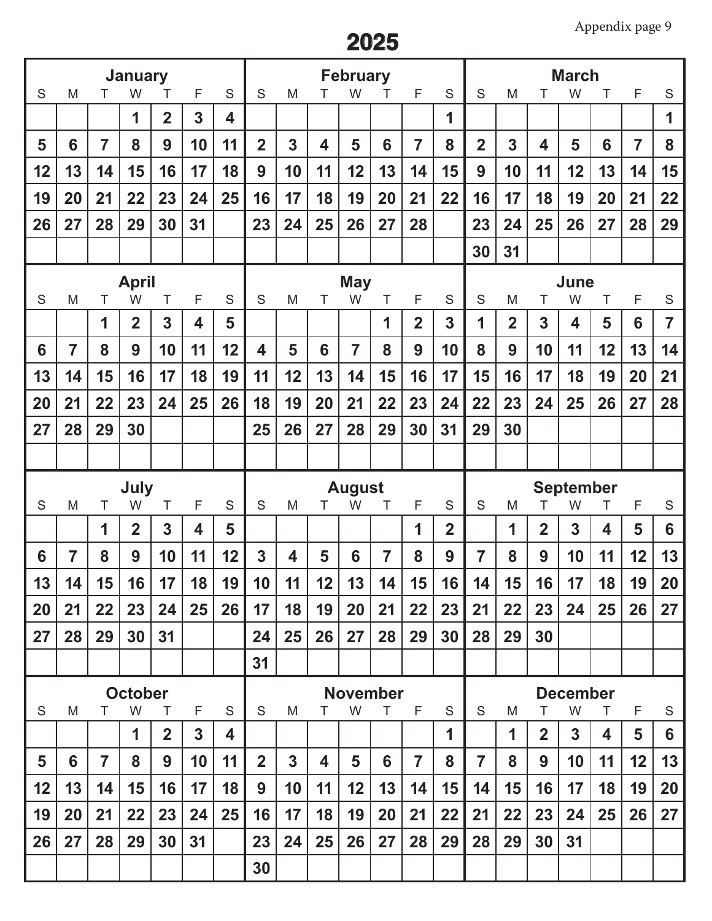# 2025

### January

| S | M | T | W | T | F | S |
|---|---|---|---|---|---|---|
| | | | 1 | 2 | 3 | 4 |
| 5 | 6 | 7 | 8 | 9 | 10 | 11 |
| 12 | 13 | 14 | 15 | 16 | 17 | 18 |
| 19 | 20 | 21 | 22 | 23 | 24 | 25 |
| 26 | 27 | 28 | 29 | 30 | 31 | |

### February

| S | M | T | W | T | F | S |
|---|---|---|---|---|---|---|
| | | | | | | 1 |
| 2 | 3 | 4 | 5 | 6 | 7 | 8 |
| 9 | 10 | 11 | 12 | 13 | 14 | 15 |
| 16 | 17 | 18 | 19 | 20 | 21 | 22 |
| 23 | 24 | 25 | 26 | 27 | 28 | |

### March

| S | M | T | W | T | F | S |
|---|---|---|---|---|---|---|
| | | | | | | 1 |
| 2 | 3 | 4 | 5 | 6 | 7 | 8 |
| 9 | 10 | 11 | 12 | 13 | 14 | 15 |
| 16 | 17 | 18 | 19 | 20 | 21 | 22 |
| 23 | 24 | 25 | 26 | 27 | 28 | 29 |
| 30 | 31 | | | | | |

### April

| S | M | T | W | T | F | S |
|---|---|---|---|---|---|---|
| | | 1 | 2 | 3 | 4 | 5 |
| 6 | 7 | 8 | 9 | 10 | 11 | 12 |
| 13 | 14 | 15 | 16 | 17 | 18 | 19 |
| 20 | 21 | 22 | 23 | 24 | 25 | 26 |
| 27 | 28 | 29 | 30 | | | |

### May

| S | M | T | W | T | F | S |
|---|---|---|---|---|---|---|
| | | | | 1 | 2 | 3 |
| 4 | 5 | 6 | 7 | 8 | 9 | 10 |
| 11 | 12 | 13 | 14 | 15 | 16 | 17 |
| 18 | 19 | 20 | 21 | 22 | 23 | 24 |
| 25 | 26 | 27 | 28 | 29 | 30 | 31 |

### June

| S | M | T | W | T | F | S |
|---|---|---|---|---|---|---|
| 1 | 2 | 3 | 4 | 5 | 6 | 7 |
| 8 | 9 | 10 | 11 | 12 | 13 | 14 |
| 15 | 16 | 17 | 18 | 19 | 20 | 21 |
| 22 | 23 | 24 | 25 | 26 | 27 | 28 |
| 29 | 30 | | | | | |

### July

| S | M | T | W | T | F | S |
|---|---|---|---|---|---|---|
| | | 1 | 2 | 3 | 4 | 5 |
| 6 | 7 | 8 | 9 | 10 | 11 | 12 |
| 13 | 14 | 15 | 16 | 17 | 18 | 19 |
| 20 | 21 | 22 | 23 | 24 | 25 | 26 |
| 27 | 28 | 29 | 30 | 31 | | |

### August

| S | M | T | W | T | F | S |
|---|---|---|---|---|---|---|
| | | | | | 1 | 2 |
| 3 | 4 | 5 | 6 | 7 | 8 | 9 |
| 10 | 11 | 12 | 13 | 14 | 15 | 16 |
| 17 | 18 | 19 | 20 | 21 | 22 | 23 |
| 24 | 25 | 26 | 27 | 28 | 29 | 30 |
| 31 | | | | | | |

### September

| S | M | T | W | T | F | S |
|---|---|---|---|---|---|---|
| | 1 | 2 | 3 | 4 | 5 | 6 |
| 7 | 8 | 9 | 10 | 11 | 12 | 13 |
| 14 | 15 | 16 | 17 | 18 | 19 | 20 |
| 21 | 22 | 23 | 24 | 25 | 26 | 27 |
| 28 | 29 | 30 | | | | |

### October

| S | M | T | W | T | F | S |
|---|---|---|---|---|---|---|
| | | | 1 | 2 | 3 | 4 |
| 5 | 6 | 7 | 8 | 9 | 10 | 11 |
| 12 | 13 | 14 | 15 | 16 | 17 | 18 |
| 19 | 20 | 21 | 22 | 23 | 24 | 25 |
| 26 | 27 | 28 | 29 | 30 | 31 | |

### November

| S | M | T | W | T | F | S |
|---|---|---|---|---|---|---|
| | | | | | | 1 |
| 2 | 3 | 4 | 5 | 6 | 7 | 8 |
| 9 | 10 | 11 | 12 | 13 | 14 | 15 |
| 16 | 17 | 18 | 19 | 20 | 21 | 22 |
| 23 | 24 | 25 | 26 | 27 | 28 | 29 |
| 30 | | | | | | |

### December

| S | M | T | W | T | F | S |
|---|---|---|---|---|---|---|
| | 1 | 2 | 3 | 4 | 5 | 6 |
| 7 | 8 | 9 | 10 | 11 | 12 | 13 |
| 14 | 15 | 16 | 17 | 18 | 19 | 20 |
| 21 | 22 | 23 | 24 | 25 | 26 | 27 |
| 28 | 29 | 30 | 31 | | | |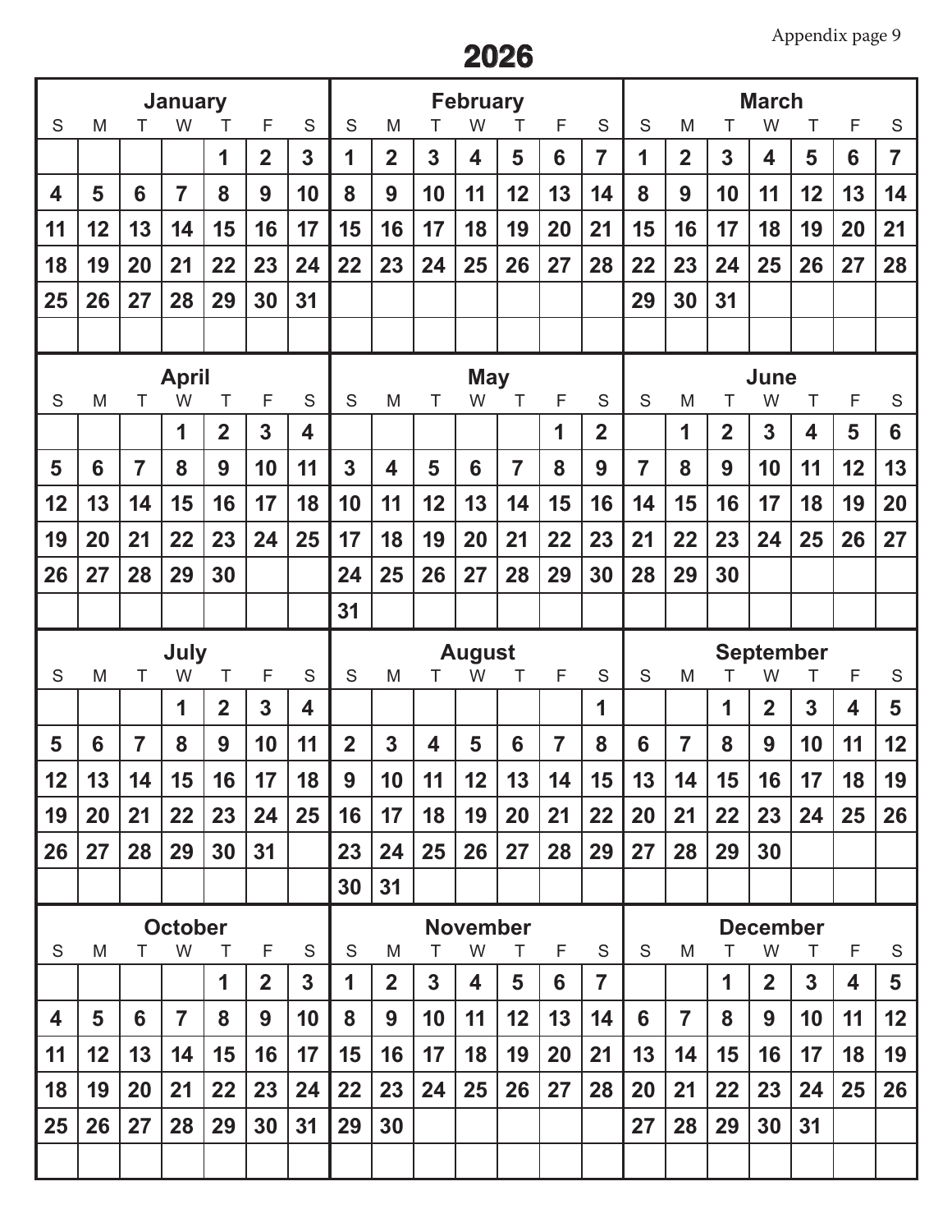# 2026

## January

| S | M | T | W | T | F | S |
|---|---|---|---|---|---|---|
| | | | | 1 | 2 | 3 |
| 4 | 5 | 6 | 7 | 8 | 9 | 10 |
| 11 | 12 | 13 | 14 | 15 | 16 | 17 |
| 18 | 19 | 20 | 21 | 22 | 23 | 24 |
| 25 | 26 | 27 | 28 | 29 | 30 | 31 |

## February

| S | M | T | W | T | F | S |
|---|---|---|---|---|---|---|
| 1 | 2 | 3 | 4 | 5 | 6 | 7 |
| 8 | 9 | 10 | 11 | 12 | 13 | 14 |
| 15 | 16 | 17 | 18 | 19 | 20 | 21 |
| 22 | 23 | 24 | 25 | 26 | 27 | 28 |

## March

| S | M | T | W | T | F | S |
|---|---|---|---|---|---|---|
| 1 | 2 | 3 | 4 | 5 | 6 | 7 |
| 8 | 9 | 10 | 11 | 12 | 13 | 14 |
| 15 | 16 | 17 | 18 | 19 | 20 | 21 |
| 22 | 23 | 24 | 25 | 26 | 27 | 28 |
| 29 | 30 | 31 | | | | |

## April

| S | M | T | W | T | F | S |
|---|---|---|---|---|---|---|
| | | | 1 | 2 | 3 | 4 |
| 5 | 6 | 7 | 8 | 9 | 10 | 11 |
| 12 | 13 | 14 | 15 | 16 | 17 | 18 |
| 19 | 20 | 21 | 22 | 23 | 24 | 25 |
| 26 | 27 | 28 | 29 | 30 | | |

## May

| S | M | T | W | T | F | S |
|---|---|---|---|---|---|---|
| | | | | | 1 | 2 |
| 3 | 4 | 5 | 6 | 7 | 8 | 9 |
| 10 | 11 | 12 | 13 | 14 | 15 | 16 |
| 17 | 18 | 19 | 20 | 21 | 22 | 23 |
| 24 | 25 | 26 | 27 | 28 | 29 | 30 |
| 31 | | | | | | |

## June

| S | M | T | W | T | F | S |
|---|---|---|---|---|---|---|
| | 1 | 2 | 3 | 4 | 5 | 6 |
| 7 | 8 | 9 | 10 | 11 | 12 | 13 |
| 14 | 15 | 16 | 17 | 18 | 19 | 20 |
| 21 | 22 | 23 | 24 | 25 | 26 | 27 |
| 28 | 29 | 30 | | | | |

## July

| S | M | T | W | T | F | S |
|---|---|---|---|---|---|---|
| | | | 1 | 2 | 3 | 4 |
| 5 | 6 | 7 | 8 | 9 | 10 | 11 |
| 12 | 13 | 14 | 15 | 16 | 17 | 18 |
| 19 | 20 | 21 | 22 | 23 | 24 | 25 |
| 26 | 27 | 28 | 29 | 30 | 31 | |

## August

| S | M | T | W | T | F | S |
|---|---|---|---|---|---|---|
| | | | | | | 1 |
| 2 | 3 | 4 | 5 | 6 | 7 | 8 |
| 9 | 10 | 11 | 12 | 13 | 14 | 15 |
| 16 | 17 | 18 | 19 | 20 | 21 | 22 |
| 23 | 24 | 25 | 26 | 27 | 28 | 29 |
| 30 | 31 | | | | | |

## September

| S | M | T | W | T | F | S |
|---|---|---|---|---|---|---|
| | | 1 | 2 | 3 | 4 | 5 |
| 6 | 7 | 8 | 9 | 10 | 11 | 12 |
| 13 | 14 | 15 | 16 | 17 | 18 | 19 |
| 20 | 21 | 22 | 23 | 24 | 25 | 26 |
| 27 | 28 | 29 | 30 | | | |

## October

| S | M | T | W | T | F | S |
|---|---|---|---|---|---|---|
| | | | | 1 | 2 | 3 |
| 4 | 5 | 6 | 7 | 8 | 9 | 10 |
| 11 | 12 | 13 | 14 | 15 | 16 | 17 |
| 18 | 19 | 20 | 21 | 22 | 23 | 24 |
| 25 | 26 | 27 | 28 | 29 | 30 | 31 |

## November

| S | M | T | W | T | F | S |
|---|---|---|---|---|---|---|
| 1 | 2 | 3 | 4 | 5 | 6 | 7 |
| 8 | 9 | 10 | 11 | 12 | 13 | 14 |
| 15 | 16 | 17 | 18 | 19 | 20 | 21 |
| 22 | 23 | 24 | 25 | 26 | 27 | 28 |
| 29 | 30 | | | | | |

## December

| S | M | T | W | T | F | S |
|---|---|---|---|---|---|---|
| | | 1 | 2 | 3 | 4 | 5 |
| 6 | 7 | 8 | 9 | 10 | 11 | 12 |
| 13 | 14 | 15 | 16 | 17 | 18 | 19 |
| 20 | 21 | 22 | 23 | 24 | 25 | 26 |
| 27 | 28 | 29 | 30 | 31 | | |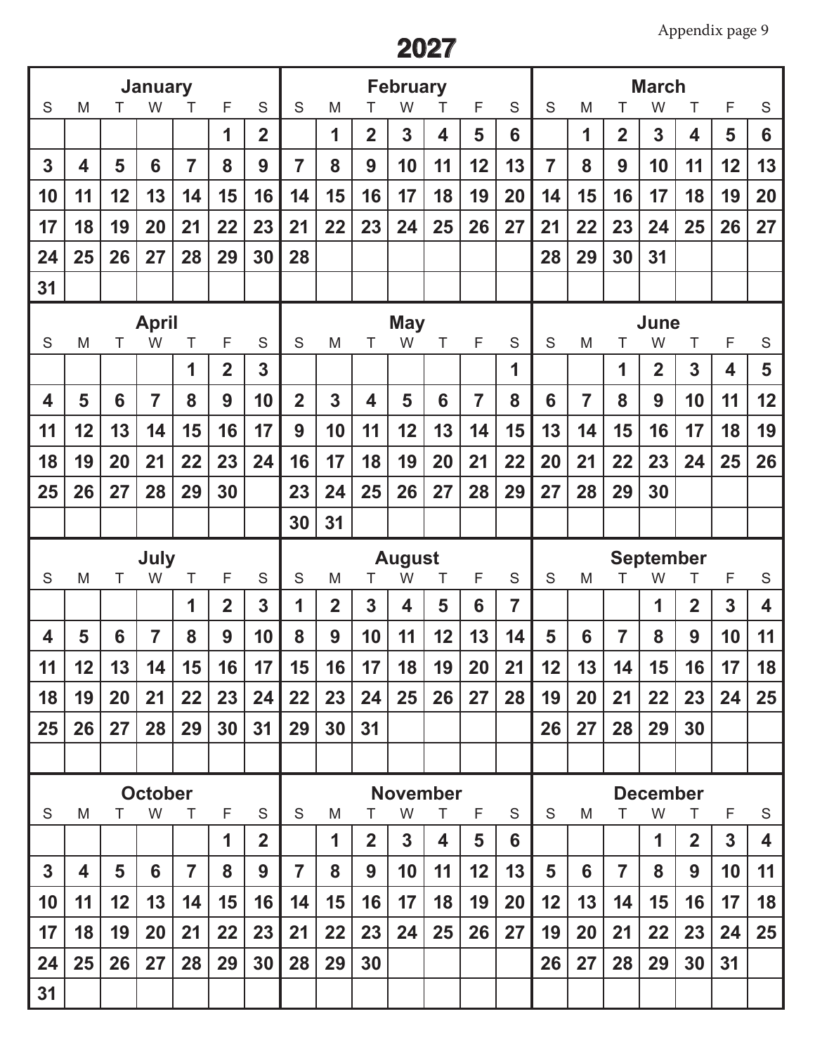# 2027

## January

| S | M | T | W | T | F | S |
|---|---|---|---|---|---|---|
| | | | | | 1 | 2 |
| 3 | 4 | 5 | 6 | 7 | 8 | 9 |
| 10 | 11 | 12 | 13 | 14 | 15 | 16 |
| 17 | 18 | 19 | 20 | 21 | 22 | 23 |
| 24 | 25 | 26 | 27 | 28 | 29 | 30 |
| 31 | | | | | | |

## February

| S | M | T | W | T | F | S |
|---|---|---|---|---|---|---|
| | 1 | 2 | 3 | 4 | 5 | 6 |
| 7 | 8 | 9 | 10 | 11 | 12 | 13 |
| 14 | 15 | 16 | 17 | 18 | 19 | 20 |
| 21 | 22 | 23 | 24 | 25 | 26 | 27 |
| 28 | | | | | | |

## March

| S | M | T | W | T | F | S |
|---|---|---|---|---|---|---|
| | 1 | 2 | 3 | 4 | 5 | 6 |
| 7 | 8 | 9 | 10 | 11 | 12 | 13 |
| 14 | 15 | 16 | 17 | 18 | 19 | 20 |
| 21 | 22 | 23 | 24 | 25 | 26 | 27 |
| 28 | 29 | 30 | 31 | | | |

## April

| S | M | T | W | T | F | S |
|---|---|---|---|---|---|---|
| | | | | 1 | 2 | 3 |
| 4 | 5 | 6 | 7 | 8 | 9 | 10 |
| 11 | 12 | 13 | 14 | 15 | 16 | 17 |
| 18 | 19 | 20 | 21 | 22 | 23 | 24 |
| 25 | 26 | 27 | 28 | 29 | 30 | |

## May

| S | M | T | W | T | F | S |
|---|---|---|---|---|---|---|
| | | | | | | 1 |
| 2 | 3 | 4 | 5 | 6 | 7 | 8 |
| 9 | 10 | 11 | 12 | 13 | 14 | 15 |
| 16 | 17 | 18 | 19 | 20 | 21 | 22 |
| 23 | 24 | 25 | 26 | 27 | 28 | 29 |
| 30 | 31 | | | | | |

## June

| S | M | T | W | T | F | S |
|---|---|---|---|---|---|---|
| | | 1 | 2 | 3 | 4 | 5 |
| 6 | 7 | 8 | 9 | 10 | 11 | 12 |
| 13 | 14 | 15 | 16 | 17 | 18 | 19 |
| 20 | 21 | 22 | 23 | 24 | 25 | 26 |
| 27 | 28 | 29 | 30 | | | |

## July

| S | M | T | W | T | F | S |
|---|---|---|---|---|---|---|
| | | | | 1 | 2 | 3 |
| 4 | 5 | 6 | 7 | 8 | 9 | 10 |
| 11 | 12 | 13 | 14 | 15 | 16 | 17 |
| 18 | 19 | 20 | 21 | 22 | 23 | 24 |
| 25 | 26 | 27 | 28 | 29 | 30 | 31 |

## August

| S | M | T | W | T | F | S |
|---|---|---|---|---|---|---|
| 1 | 2 | 3 | 4 | 5 | 6 | 7 |
| 8 | 9 | 10 | 11 | 12 | 13 | 14 |
| 15 | 16 | 17 | 18 | 19 | 20 | 21 |
| 22 | 23 | 24 | 25 | 26 | 27 | 28 |
| 29 | 30 | 31 | | | | |

## September

| S | M | T | W | T | F | S |
|---|---|---|---|---|---|---|
| | | | 1 | 2 | 3 | 4 |
| 5 | 6 | 7 | 8 | 9 | 10 | 11 |
| 12 | 13 | 14 | 15 | 16 | 17 | 18 |
| 19 | 20 | 21 | 22 | 23 | 24 | 25 |
| 26 | 27 | 28 | 29 | 30 | | |

## October

| S | M | T | W | T | F | S |
|---|---|---|---|---|---|---|
| | | | | | 1 | 2 |
| 3 | 4 | 5 | 6 | 7 | 8 | 9 |
| 10 | 11 | 12 | 13 | 14 | 15 | 16 |
| 17 | 18 | 19 | 20 | 21 | 22 | 23 |
| 24 | 25 | 26 | 27 | 28 | 29 | 30 |
| 31 | | | | | | |

## November

| S | M | T | W | T | F | S |
|---|---|---|---|---|---|---|
| | 1 | 2 | 3 | 4 | 5 | 6 |
| 7 | 8 | 9 | 10 | 11 | 12 | 13 |
| 14 | 15 | 16 | 17 | 18 | 19 | 20 |
| 21 | 22 | 23 | 24 | 25 | 26 | 27 |
| 28 | 29 | 30 | | | | |

## December

| S | M | T | W | T | F | S |
|---|---|---|---|---|---|---|
| | | | 1 | 2 | 3 | 4 |
| 5 | 6 | 7 | 8 | 9 | 10 | 11 |
| 12 | 13 | 14 | 15 | 16 | 17 | 18 |
| 19 | 20 | 21 | 22 | 23 | 24 | 25 |
| 26 | 27 | 28 | 29 | 30 | 31 | |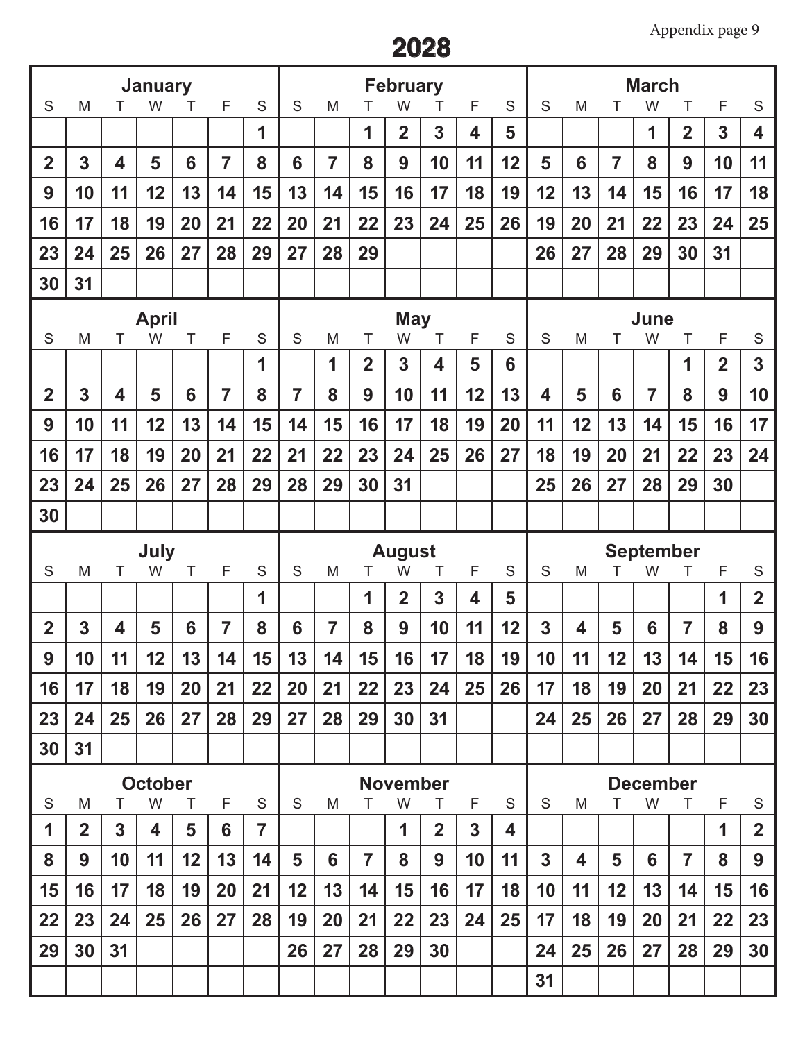# 2028

## January

| S | M | T | W | T | F | S |
|---|---|---|---|---|---|---|
| | | | | | | 1 |
| 2 | 3 | 4 | 5 | 6 | 7 | 8 |
| 9 | 10 | 11 | 12 | 13 | 14 | 15 |
| 16 | 17 | 18 | 19 | 20 | 21 | 22 |
| 23 | 24 | 25 | 26 | 27 | 28 | 29 |
| 30 | 31 | | | | | |

## February

| S | M | T | W | T | F | S |
|---|---|---|---|---|---|---|
| | | 1 | 2 | 3 | 4 | 5 |
| 6 | 7 | 8 | 9 | 10 | 11 | 12 |
| 13 | 14 | 15 | 16 | 17 | 18 | 19 |
| 20 | 21 | 22 | 23 | 24 | 25 | 26 |
| 27 | 28 | 29 | | | | |

## March

| S | M | T | W | T | F | S |
|---|---|---|---|---|---|---|
| | | | 1 | 2 | 3 | 4 |
| 5 | 6 | 7 | 8 | 9 | 10 | 11 |
| 12 | 13 | 14 | 15 | 16 | 17 | 18 |
| 19 | 20 | 21 | 22 | 23 | 24 | 25 |
| 26 | 27 | 28 | 29 | 30 | 31 | |

## April

| S | M | T | W | T | F | S |
|---|---|---|---|---|---|---|
| | | | | | | 1 |
| 2 | 3 | 4 | 5 | 6 | 7 | 8 |
| 9 | 10 | 11 | 12 | 13 | 14 | 15 |
| 16 | 17 | 18 | 19 | 20 | 21 | 22 |
| 23 | 24 | 25 | 26 | 27 | 28 | 29 |
| 30 | | | | | | |

## May

| S | M | T | W | T | F | S |
|---|---|---|---|---|---|---|
| | 1 | 2 | 3 | 4 | 5 | 6 |
| 7 | 8 | 9 | 10 | 11 | 12 | 13 |
| 14 | 15 | 16 | 17 | 18 | 19 | 20 |
| 21 | 22 | 23 | 24 | 25 | 26 | 27 |
| 28 | 29 | 30 | 31 | | | |

## June

| S | M | T | W | T | F | S |
|---|---|---|---|---|---|---|
| | | | | 1 | 2 | 3 |
| 4 | 5 | 6 | 7 | 8 | 9 | 10 |
| 11 | 12 | 13 | 14 | 15 | 16 | 17 |
| 18 | 19 | 20 | 21 | 22 | 23 | 24 |
| 25 | 26 | 27 | 28 | 29 | 30 | |

## July

| S | M | T | W | T | F | S |
|---|---|---|---|---|---|---|
| | | | | | | 1 |
| 2 | 3 | 4 | 5 | 6 | 7 | 8 |
| 9 | 10 | 11 | 12 | 13 | 14 | 15 |
| 16 | 17 | 18 | 19 | 20 | 21 | 22 |
| 23 | 24 | 25 | 26 | 27 | 28 | 29 |
| 30 | 31 | | | | | |

## August

| S | M | T | W | T | F | S |
|---|---|---|---|---|---|---|
| | | 1 | 2 | 3 | 4 | 5 |
| 6 | 7 | 8 | 9 | 10 | 11 | 12 |
| 13 | 14 | 15 | 16 | 17 | 18 | 19 |
| 20 | 21 | 22 | 23 | 24 | 25 | 26 |
| 27 | 28 | 29 | 30 | 31 | | |

## September

| S | M | T | W | T | F | S |
|---|---|---|---|---|---|---|
| | | | | | 1 | 2 |
| 3 | 4 | 5 | 6 | 7 | 8 | 9 |
| 10 | 11 | 12 | 13 | 14 | 15 | 16 |
| 17 | 18 | 19 | 20 | 21 | 22 | 23 |
| 24 | 25 | 26 | 27 | 28 | 29 | 30 |

## October

| S | M | T | W | T | F | S |
|---|---|---|---|---|---|---|
| 1 | 2 | 3 | 4 | 5 | 6 | 7 |
| 8 | 9 | 10 | 11 | 12 | 13 | 14 |
| 15 | 16 | 17 | 18 | 19 | 20 | 21 |
| 22 | 23 | 24 | 25 | 26 | 27 | 28 |
| 29 | 30 | 31 | | | | |

## November

| S | M | T | W | T | F | S |
|---|---|---|---|---|---|---|
| | | | 1 | 2 | 3 | 4 |
| 5 | 6 | 7 | 8 | 9 | 10 | 11 |
| 12 | 13 | 14 | 15 | 16 | 17 | 18 |
| 19 | 20 | 21 | 22 | 23 | 24 | 25 |
| 26 | 27 | 28 | 29 | 30 | | |

## December

| S | M | T | W | T | F | S |
|---|---|---|---|---|---|---|
| | | | | | 1 | 2 |
| 3 | 4 | 5 | 6 | 7 | 8 | 9 |
| 10 | 11 | 12 | 13 | 14 | 15 | 16 |
| 17 | 18 | 19 | 20 | 21 | 22 | 23 |
| 24 | 25 | 26 | 27 | 28 | 29 | 30 |
| 31 | | | | | | |